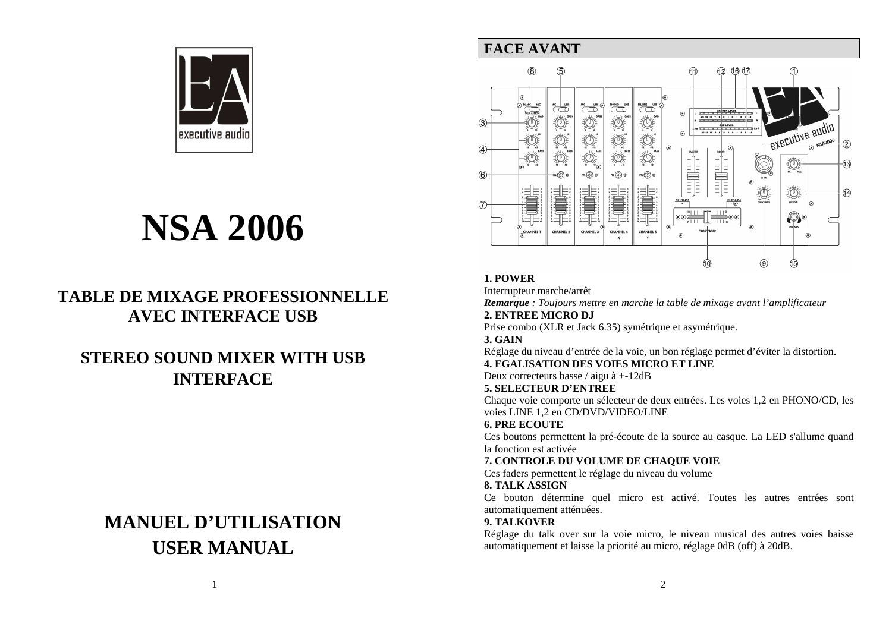# NSA 2006

## TABLE DE MIXAGE PROFESSIONNELLE AVEC INTERFACE USB

## STEREO SOUND MIXER WITH USB INTERFACE

## MANUEL D'UTILISATION
## USER MANUAL

## FACE AVANT

**1. POWER**
Interrupteur marche/arrêt
***Remarque*** *: Toujours mettre en marche la table de mixage avant l'amplificateur*

**2. ENTREE MICRO DJ**
Prise combo (XLR et Jack 6.35) symétrique et asymétrique.

**3. GAIN**
Réglage du niveau d'entrée de la voie, un bon réglage permet d'éviter la distortion.

**4. EGALISATION DES VOIES MICRO ET LINE**
Deux correcteurs basse / aigu à +-12dB

**5. SELECTEUR D'ENTREE**
Chaque voie comporte un sélecteur de deux entrées. Les voies 1,2 en PHONO/CD, les voies LINE 1,2 en CD/DVD/VIDEO/LINE

**6. PRE ECOUTE**
Ces boutons permettent la pré-écoute de la source au casque. La LED s'allume quand la fonction est activée

**7. CONTROLE DU VOLUME DE CHAQUE VOIE**
Ces faders permettent le réglage du niveau du volume

**8. TALK ASSIGN**
Ce bouton détermine quel micro est activé. Toutes les autres entrées sont automatiquement atténuées.

**9. TALKOVER**
Réglage du talk over sur la voie micro, le niveau musical des autres voies baisse automatiquement et laisse la priorité au micro, réglage 0dB (off) à 20dB.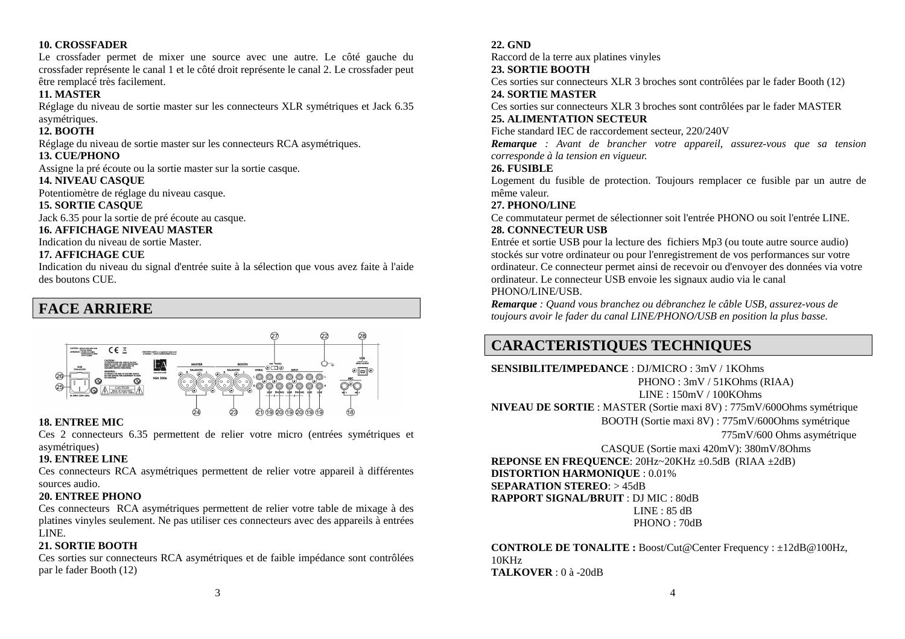**10. CROSSFADER**

Le crossfader permet de mixer une source avec une autre. Le côté gauche du crossfader représente le canal 1 et le côté droit représente le canal 2. Le crossfader peut être remplacé très facilement.

**11. MASTER**

Réglage du niveau de sortie master sur les connecteurs XLR symétriques et Jack 6.35 asymétriques.

**12. BOOTH**

Réglage du niveau de sortie master sur les connecteurs RCA asymétriques.

**13. CUE/PHONO**

Assigne la pré écoute ou la sortie master sur la sortie casque.

**14. NIVEAU CASQUE**

Potentiomètre de réglage du niveau casque.

**15. SORTIE CASQUE**

Jack 6.35 pour la sortie de pré écoute au casque.

**16. AFFICHAGE NIVEAU MASTER**

Indication du niveau de sortie Master.

**17. AFFICHAGE CUE**

Indication du niveau du signal d'entrée suite à la sélection que vous avez faite à l'aide des boutons CUE.

## FACE ARRIERE

**18. ENTREE MIC**

Ces 2 connecteurs 6.35 permettent de relier votre micro (entrées symétriques et asymétriques)

**19. ENTREE LINE**

Ces connecteurs RCA asymétriques permettent de relier votre appareil à différentes sources audio.

**20. ENTREE PHONO**

Ces connecteurs RCA asymétriques permettent de relier votre table de mixage à des platines vinyles seulement. Ne pas utiliser ces connecteurs avec des appareils à entrées LINE.

**21. SORTIE BOOTH**

Ces sorties sur connecteurs RCA asymétriques et de faible impédance sont contrôlées par le fader Booth (12)

**22. GND**

Raccord de la terre aux platines vinyles

**23. SORTIE BOOTH**

Ces sorties sur connecteurs XLR 3 broches sont contrôlées par le fader Booth (12)

**24. SORTIE MASTER**

Ces sorties sur connecteurs XLR 3 broches sont contrôlées par le fader MASTER

**25. ALIMENTATION SECTEUR**

Fiche standard IEC de raccordement secteur, 220/240V

***Remarque*** *: Avant de brancher votre appareil, assurez-vous que sa tension corresponde à la tension en vigueur.*

**26. FUSIBLE**

Logement du fusible de protection. Toujours remplacer ce fusible par un autre de même valeur.

**27. PHONO/LINE**

Ce commutateur permet de sélectionner soit l'entrée PHONO ou soit l'entrée LINE.

**28. CONNECTEUR USB**

Entrée et sortie USB pour la lecture des fichiers Mp3 (ou toute autre source audio) stockés sur votre ordinateur ou pour l'enregistrement de vos performances sur votre ordinateur. Ce connecteur permet ainsi de recevoir ou d'envoyer des données via votre ordinateur. Le connecteur USB envoie les signaux audio via le canal PHONO/LINE/USB.

***Remarque*** *: Quand vous branchez ou débranchez le câble USB, assurez-vous de toujours avoir le fader du canal LINE/PHONO/USB en position la plus basse.*

## CARACTERISTIQUES TECHNIQUES

**SENSIBILITE/IMPEDANCE** : DJ/MICRO : 3mV / 1KOhms
PHONO : 3mV / 51KOhms (RIAA)
LINE : 150mV / 100KOhms

**NIVEAU DE SORTIE** : MASTER (Sortie maxi 8V) : 775mV/600Ohms symétrique
BOOTH (Sortie maxi 8V) : 775mV/600Ohms symétrique
775mV/600 Ohms asymétrique
CASQUE (Sortie maxi 420mV): 380mV/8Ohms

**REPONSE EN FREQUENCE**: 20Hz~20KHz ±0.5dB (RIAA ±2dB)

**DISTORTION HARMONIQUE** : 0.01%

**SEPARATION STEREO**: > 45dB

**RAPPORT SIGNAL/BRUIT** : DJ MIC : 80dB
LINE : 85 dB
PHONO : 70dB

**CONTROLE DE TONALITE :** Boost/Cut@Center Frequency : ±12dB@100Hz, 10KHz

**TALKOVER** : 0 à -20dB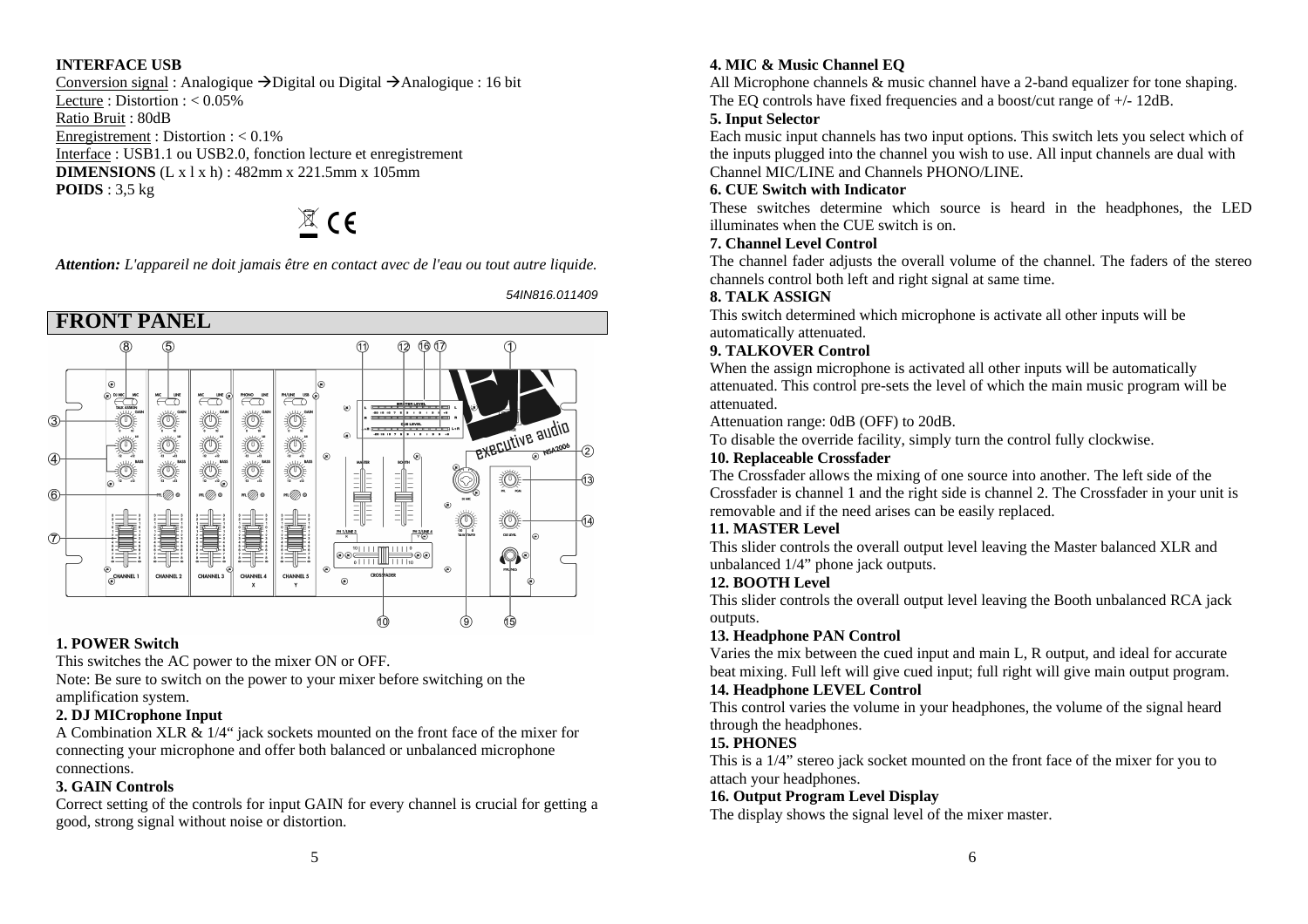**INTERFACE USB**

Conversion signal : Analogique →Digital ou Digital →Analogique : 16 bit
Lecture : Distortion : < 0.05%
Ratio Bruit : 80dB
Enregistrement : Distortion : < 0.1%
Interface : USB1.1 ou USB2.0, fonction lecture et enregistrement
**DIMENSIONS** (L x l x h) : 482mm x 221.5mm x 105mm
**POIDS** : 3,5 kg

***Attention:** L'appareil ne doit jamais être en contact avec de l'eau ou tout autre liquide.*

*54IN816.011409*

## FRONT PANEL

### 1. POWER Switch

This switches the AC power to the mixer ON or OFF.
Note: Be sure to switch on the power to your mixer before switching on the amplification system.

### 2. DJ MICrophone Input

A Combination XLR & 1/4" jack sockets mounted on the front face of the mixer for connecting your microphone and offer both balanced or unbalanced microphone connections.

### 3. GAIN Controls

Correct setting of the controls for input GAIN for every channel is crucial for getting a good, strong signal without noise or distortion.

### 4. MIC & Music Channel EQ

All Microphone channels & music channel have a 2-band equalizer for tone shaping. The EQ controls have fixed frequencies and a boost/cut range of +/- 12dB.

### 5. Input Selector

Each music input channels has two input options. This switch lets you select which of the inputs plugged into the channel you wish to use. All input channels are dual with Channel MIC/LINE and Channels PHONO/LINE.

### 6. CUE Switch with Indicator

These switches determine which source is heard in the headphones, the LED illuminates when the CUE switch is on.

### 7. Channel Level Control

The channel fader adjusts the overall volume of the channel. The faders of the stereo channels control both left and right signal at same time.

### 8. TALK ASSIGN

This switch determined which microphone is activate all other inputs will be automatically attenuated.

### 9. TALKOVER Control

When the assign microphone is activated all other inputs will be automatically attenuated. This control pre-sets the level of which the main music program will be attenuated.
Attenuation range: 0dB (OFF) to 20dB.
To disable the override facility, simply turn the control fully clockwise.

### 10. Replaceable Crossfader

The Crossfader allows the mixing of one source into another. The left side of the Crossfader is channel 1 and the right side is channel 2. The Crossfader in your unit is removable and if the need arises can be easily replaced.

### 11. MASTER Level

This slider controls the overall output level leaving the Master balanced XLR and unbalanced 1/4" phone jack outputs.

### 12. BOOTH Level

This slider controls the overall output level leaving the Booth unbalanced RCA jack outputs.

### 13. Headphone PAN Control

Varies the mix between the cued input and main L, R output, and ideal for accurate beat mixing. Full left will give cued input; full right will give main output program.

### 14. Headphone LEVEL Control

This control varies the volume in your headphones, the volume of the signal heard through the headphones.

### 15. PHONES

This is a 1/4" stereo jack socket mounted on the front face of the mixer for you to attach your headphones.

### 16. Output Program Level Display

The display shows the signal level of the mixer master.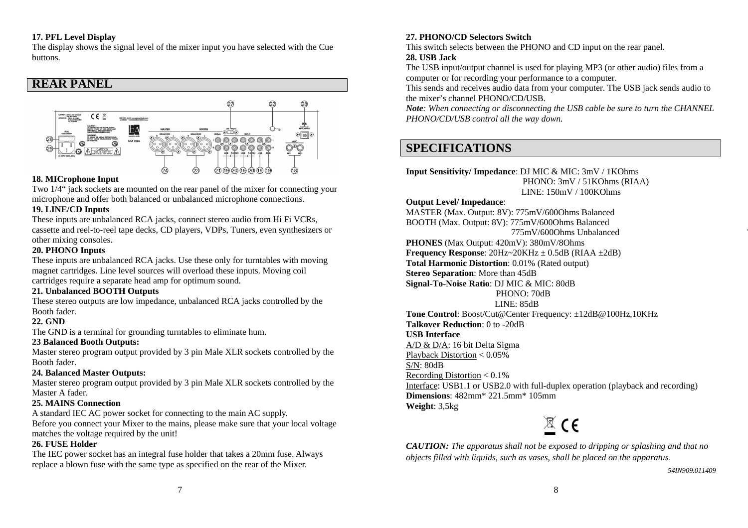**17. PFL Level Display**
The display shows the signal level of the mixer input you have selected with the Cue buttons.

## REAR PANEL

**18. MICrophone Input**
Two 1/4" jack sockets are mounted on the rear panel of the mixer for connecting your microphone and offer both balanced or unbalanced microphone connections.

**19. LINE/CD Inputs**
These inputs are unbalanced RCA jacks, connect stereo audio from Hi Fi VCRs, cassette and reel-to-reel tape decks, CD players, VDPs, Tuners, even synthesizers or other mixing consoles.

**20. PHONO Inputs**
These inputs are unbalanced RCA jacks. Use these only for turntables with moving magnet cartridges. Line level sources will overload these inputs. Moving coil cartridges require a separate head amp for optimum sound.

**21. Unbalanced BOOTH Outputs**
These stereo outputs are low impedance, unbalanced RCA jacks controlled by the Booth fader.

**22. GND**
The GND is a terminal for grounding turntables to eliminate hum.

**23 Balanced Booth Outputs:**
Master stereo program output provided by 3 pin Male XLR sockets controlled by the Booth fader.

**24. Balanced Master Outputs:**
Master stereo program output provided by 3 pin Male XLR sockets controlled by the Master A fader.

**25. MAINS Connection**
A standard IEC AC power socket for connecting to the main AC supply.
Before you connect your Mixer to the mains, please make sure that your local voltage matches the voltage required by the unit!

**26. FUSE Holder**
The IEC power socket has an integral fuse holder that takes a 20mm fuse. Always replace a blown fuse with the same type as specified on the rear of the Mixer.

**27. PHONO/CD Selectors Switch**
This switch selects between the PHONO and CD input on the rear panel.

**28. USB Jack**
The USB input/output channel is used for playing MP3 (or other audio) files from a computer or for recording your performance to a computer.
This sends and receives audio data from your computer. The USB jack sends audio to the mixer's channel PHONO/CD/USB.
***Note**: When connecting or disconnecting the USB cable be sure to turn the CHANNEL PHONO/CD/USB control all the way down.*

## SPECIFICATIONS

**Input Sensitivity/ Impedance**: DJ MIC & MIC: 3mV / 1KOhms
PHONO: 3mV / 51KOhms (RIAA)
LINE: 150mV / 100KOhms

**Output Level/ Impedance**:
MASTER (Max. Output: 8V): 775mV/600Ohms Balanced
BOOTH (Max. Output: 8V): 775mV/600Ohms Balanced
775mV/600Ohms Unbalanced

**PHONES** (Max Output: 420mV): 380mV/8Ohms
**Frequency Response**: 20Hz~20KHz ± 0.5dB (RIAA ±2dB)
**Total Harmonic Distortion**: 0.01% (Rated output)
**Stereo Separation**: More than 45dB
**Signal-To-Noise Ratio**: DJ MIC & MIC: 80dB
PHONO: 70dB
LINE: 85dB
**Tone Control**: Boost/Cut@Center Frequency: ±12dB@100Hz,10KHz
**Talkover Reduction**: 0 to -20dB

**USB Interface**
A/D & D/A: 16 bit Delta Sigma
Playback Distortion < 0.05%
S/N: 80dB
Recording Distortion < 0.1%
Interface: USB1.1 or USB2.0 with full-duplex operation (playback and recording)

**Dimensions**: 482mm* 221.5mm* 105mm
**Weight**: 3,5kg

***CAUTION:** The apparatus shall not be exposed to dripping or splashing and that no objects filled with liquids, such as vases, shall be placed on the apparatus.*

54IN909.011409